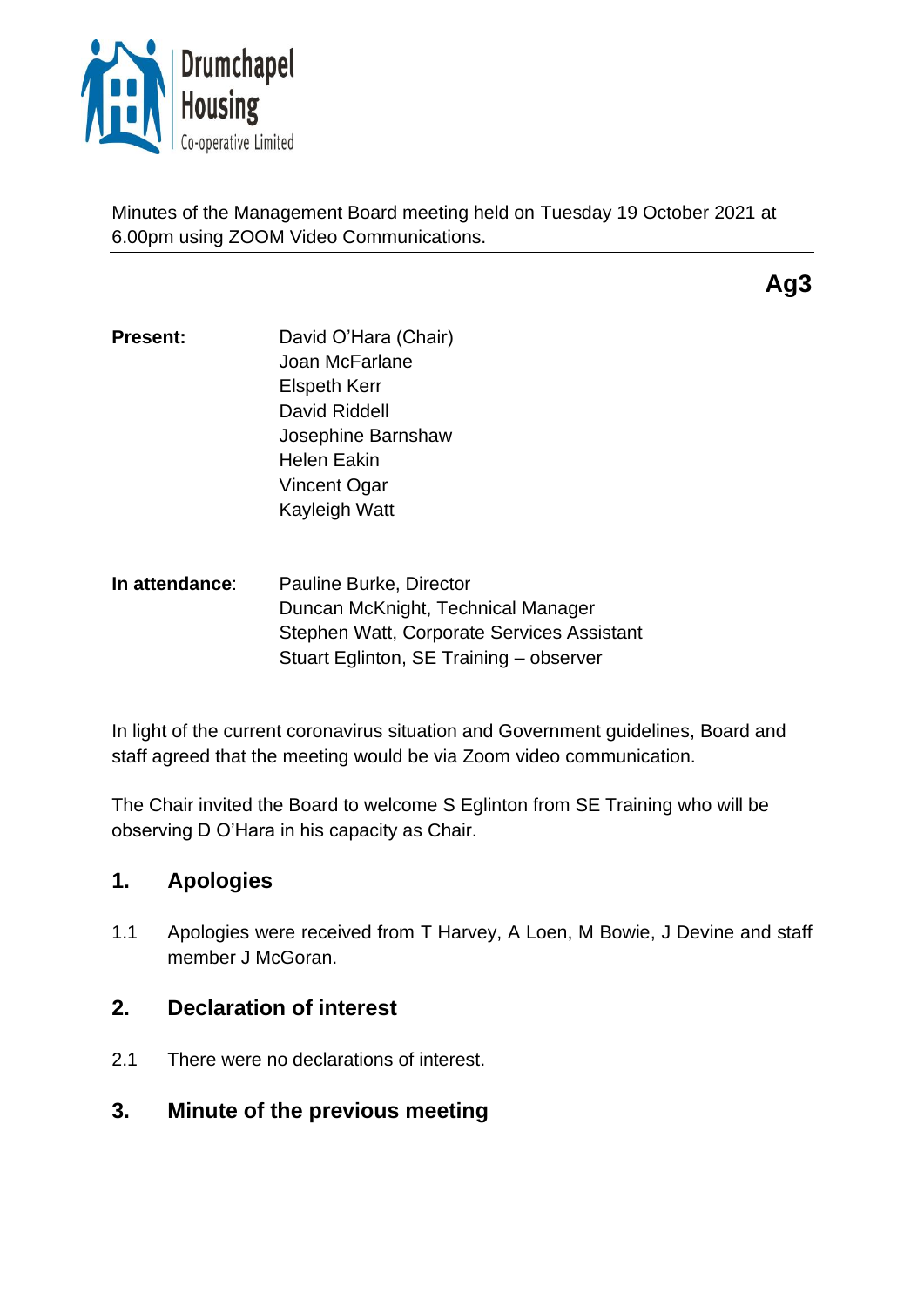Drumchapel Housing Co-operative Limited

Minutes of the Management Board meeting held on Tuesday 19 October 2021 at 6.00pm using ZOOM Video Communications.

**Ag3**

**Present:**

David O'Hara (Chair)
Joan McFarlane
Elspeth Kerr
David Riddell
Josephine Barnshaw
Helen Eakin
Vincent Ogar
Kayleigh Watt

**In attendance:**

Pauline Burke, Director
Duncan McKnight, Technical Manager
Stephen Watt, Corporate Services Assistant
Stuart Eglinton, SE Training – observer

In light of the current coronavirus situation and Government guidelines, Board and staff agreed that the meeting would be via Zoom video communication.

The Chair invited the Board to welcome S Eglinton from SE Training who will be observing D O'Hara in his capacity as Chair.

## 1. Apologies

1.1 Apologies were received from T Harvey, A Loen, M Bowie, J Devine and staff member J McGoran.

## 2. Declaration of interest

2.1 There were no declarations of interest.

## 3. Minute of the previous meeting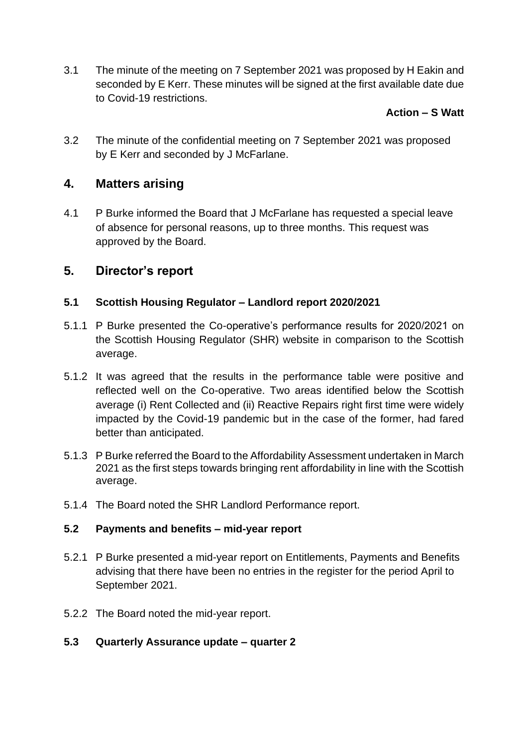3.1 The minute of the meeting on 7 September 2021 was proposed by H Eakin and seconded by E Kerr. These minutes will be signed at the first available date due to Covid-19 restrictions.

**Action – S Watt**

3.2 The minute of the confidential meeting on 7 September 2021 was proposed by E Kerr and seconded by J McFarlane.

## 4. Matters arising

4.1 P Burke informed the Board that J McFarlane has requested a special leave of absence for personal reasons, up to three months. This request was approved by the Board.

## 5. Director's report

### 5.1 Scottish Housing Regulator – Landlord report 2020/2021

5.1.1 P Burke presented the Co-operative's performance results for 2020/2021 on the Scottish Housing Regulator (SHR) website in comparison to the Scottish average.

5.1.2 It was agreed that the results in the performance table were positive and reflected well on the Co-operative. Two areas identified below the Scottish average (i) Rent Collected and (ii) Reactive Repairs right first time were widely impacted by the Covid-19 pandemic but in the case of the former, had fared better than anticipated.

5.1.3 P Burke referred the Board to the Affordability Assessment undertaken in March 2021 as the first steps towards bringing rent affordability in line with the Scottish average.

5.1.4 The Board noted the SHR Landlord Performance report.

### 5.2 Payments and benefits – mid-year report

5.2.1 P Burke presented a mid-year report on Entitlements, Payments and Benefits advising that there have been no entries in the register for the period April to September 2021.

5.2.2 The Board noted the mid-year report.

### 5.3 Quarterly Assurance update – quarter 2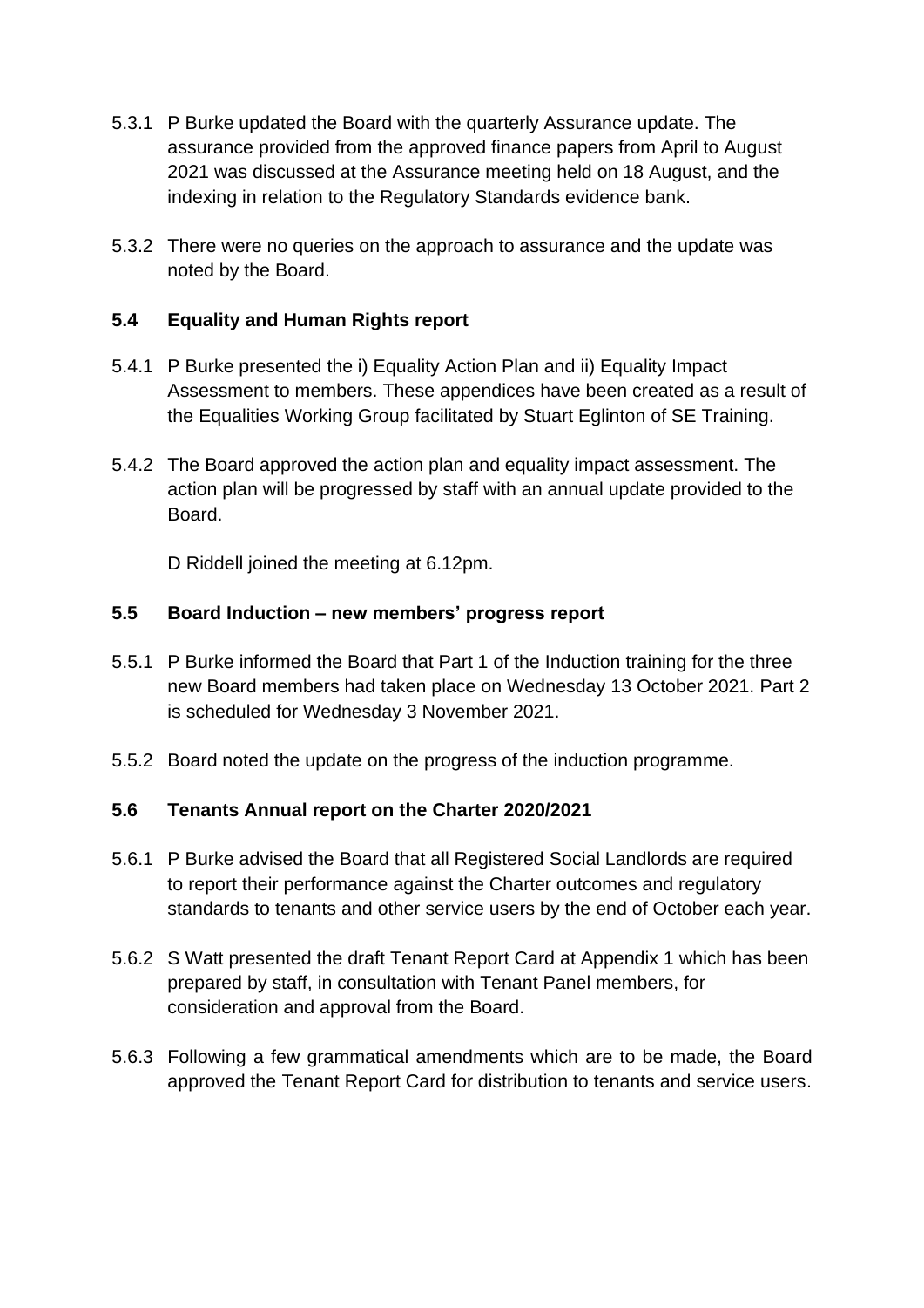5.3.1 P Burke updated the Board with the quarterly Assurance update. The assurance provided from the approved finance papers from April to August 2021 was discussed at the Assurance meeting held on 18 August, and the indexing in relation to the Regulatory Standards evidence bank.

5.3.2 There were no queries on the approach to assurance and the update was noted by the Board.

### 5.4 Equality and Human Rights report

5.4.1 P Burke presented the i) Equality Action Plan and ii) Equality Impact Assessment to members. These appendices have been created as a result of the Equalities Working Group facilitated by Stuart Eglinton of SE Training.

5.4.2 The Board approved the action plan and equality impact assessment. The action plan will be progressed by staff with an annual update provided to the Board.

D Riddell joined the meeting at 6.12pm.

### 5.5 Board Induction – new members' progress report

5.5.1 P Burke informed the Board that Part 1 of the Induction training for the three new Board members had taken place on Wednesday 13 October 2021. Part 2 is scheduled for Wednesday 3 November 2021.

5.5.2 Board noted the update on the progress of the induction programme.

### 5.6 Tenants Annual report on the Charter 2020/2021

5.6.1 P Burke advised the Board that all Registered Social Landlords are required to report their performance against the Charter outcomes and regulatory standards to tenants and other service users by the end of October each year.

5.6.2 S Watt presented the draft Tenant Report Card at Appendix 1 which has been prepared by staff, in consultation with Tenant Panel members, for consideration and approval from the Board.

5.6.3 Following a few grammatical amendments which are to be made, the Board approved the Tenant Report Card for distribution to tenants and service users.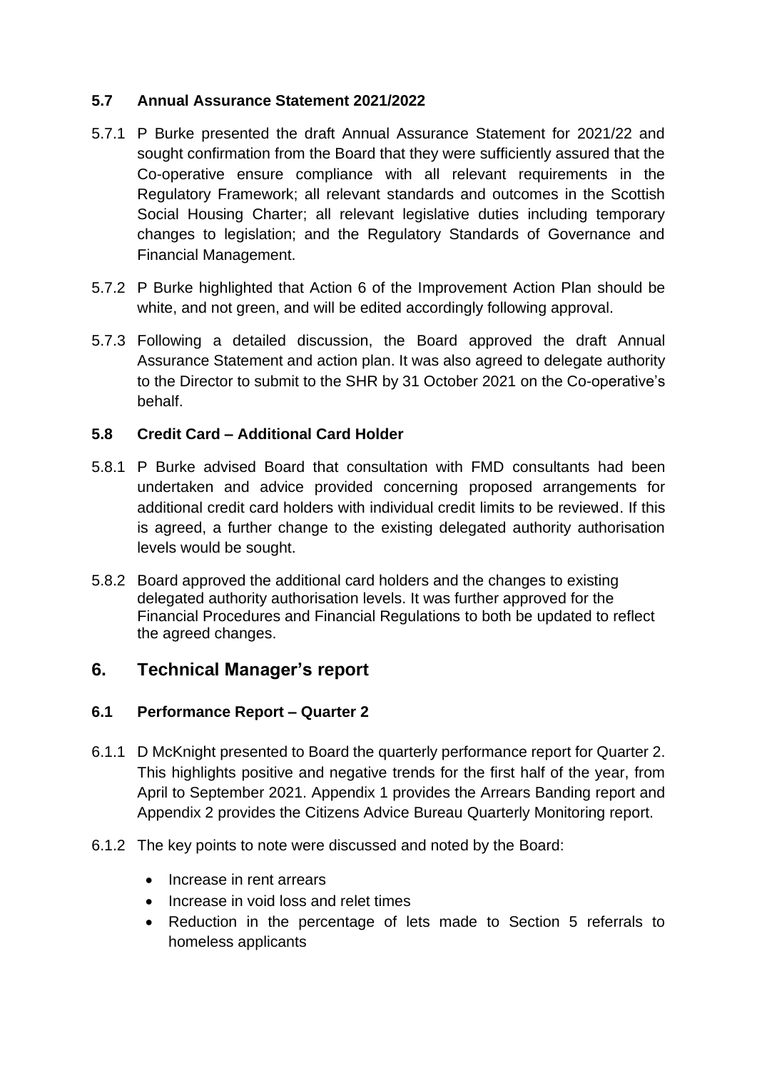### 5.7 Annual Assurance Statement 2021/2022

5.7.1 P Burke presented the draft Annual Assurance Statement for 2021/22 and sought confirmation from the Board that they were sufficiently assured that the Co-operative ensure compliance with all relevant requirements in the Regulatory Framework; all relevant standards and outcomes in the Scottish Social Housing Charter; all relevant legislative duties including temporary changes to legislation; and the Regulatory Standards of Governance and Financial Management.

5.7.2 P Burke highlighted that Action 6 of the Improvement Action Plan should be white, and not green, and will be edited accordingly following approval.

5.7.3 Following a detailed discussion, the Board approved the draft Annual Assurance Statement and action plan. It was also agreed to delegate authority to the Director to submit to the SHR by 31 October 2021 on the Co-operative's behalf.

### 5.8 Credit Card – Additional Card Holder

5.8.1 P Burke advised Board that consultation with FMD consultants had been undertaken and advice provided concerning proposed arrangements for additional credit card holders with individual credit limits to be reviewed. If this is agreed, a further change to the existing delegated authority authorisation levels would be sought.

5.8.2 Board approved the additional card holders and the changes to existing delegated authority authorisation levels. It was further approved for the Financial Procedures and Financial Regulations to both be updated to reflect the agreed changes.

## 6. Technical Manager's report

### 6.1 Performance Report – Quarter 2

6.1.1 D McKnight presented to Board the quarterly performance report for Quarter 2. This highlights positive and negative trends for the first half of the year, from April to September 2021. Appendix 1 provides the Arrears Banding report and Appendix 2 provides the Citizens Advice Bureau Quarterly Monitoring report.

6.1.2 The key points to note were discussed and noted by the Board:

- Increase in rent arrears
- Increase in void loss and relet times
- Reduction in the percentage of lets made to Section 5 referrals to homeless applicants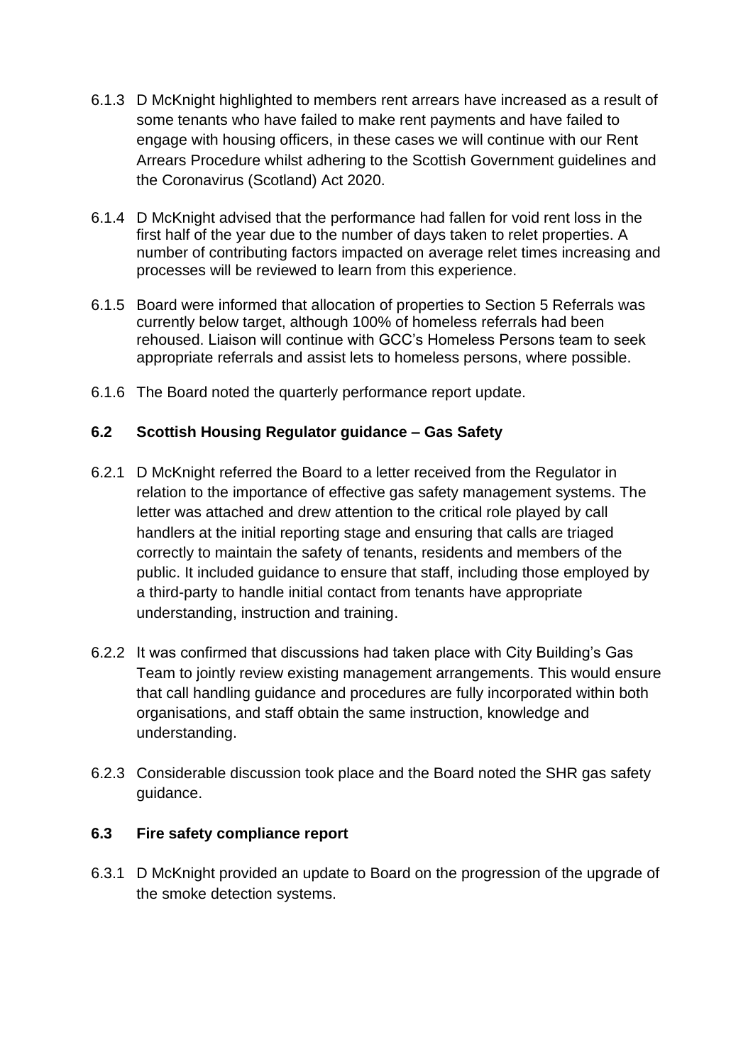6.1.3 D McKnight highlighted to members rent arrears have increased as a result of some tenants who have failed to make rent payments and have failed to engage with housing officers, in these cases we will continue with our Rent Arrears Procedure whilst adhering to the Scottish Government guidelines and the Coronavirus (Scotland) Act 2020.

6.1.4 D McKnight advised that the performance had fallen for void rent loss in the first half of the year due to the number of days taken to relet properties. A number of contributing factors impacted on average relet times increasing and processes will be reviewed to learn from this experience.

6.1.5 Board were informed that allocation of properties to Section 5 Referrals was currently below target, although 100% of homeless referrals had been rehoused. Liaison will continue with GCC's Homeless Persons team to seek appropriate referrals and assist lets to homeless persons, where possible.

6.1.6 The Board noted the quarterly performance report update.

**6.2 Scottish Housing Regulator guidance – Gas Safety**

6.2.1 D McKnight referred the Board to a letter received from the Regulator in relation to the importance of effective gas safety management systems. The letter was attached and drew attention to the critical role played by call handlers at the initial reporting stage and ensuring that calls are triaged correctly to maintain the safety of tenants, residents and members of the public. It included guidance to ensure that staff, including those employed by a third-party to handle initial contact from tenants have appropriate understanding, instruction and training.

6.2.2 It was confirmed that discussions had taken place with City Building's Gas Team to jointly review existing management arrangements. This would ensure that call handling guidance and procedures are fully incorporated within both organisations, and staff obtain the same instruction, knowledge and understanding.

6.2.3 Considerable discussion took place and the Board noted the SHR gas safety guidance.

**6.3 Fire safety compliance report**

6.3.1 D McKnight provided an update to Board on the progression of the upgrade of the smoke detection systems.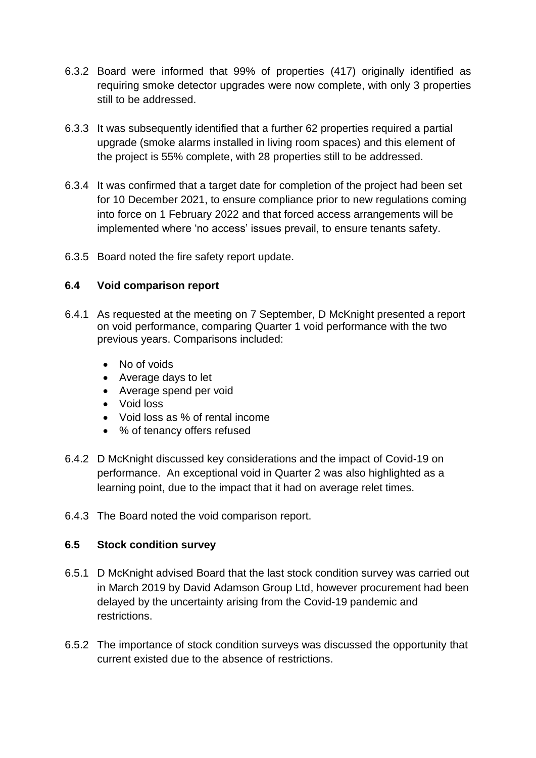6.3.2 Board were informed that 99% of properties (417) originally identified as requiring smoke detector upgrades were now complete, with only 3 properties still to be addressed.

6.3.3 It was subsequently identified that a further 62 properties required a partial upgrade (smoke alarms installed in living room spaces) and this element of the project is 55% complete, with 28 properties still to be addressed.

6.3.4 It was confirmed that a target date for completion of the project had been set for 10 December 2021, to ensure compliance prior to new regulations coming into force on 1 February 2022 and that forced access arrangements will be implemented where 'no access' issues prevail, to ensure tenants safety.

6.3.5 Board noted the fire safety report update.

### 6.4 Void comparison report

6.4.1 As requested at the meeting on 7 September, D McKnight presented a report on void performance, comparing Quarter 1 void performance with the two previous years. Comparisons included:

- No of voids
- Average days to let
- Average spend per void
- Void loss
- Void loss as % of rental income
- % of tenancy offers refused

6.4.2 D McKnight discussed key considerations and the impact of Covid-19 on performance. An exceptional void in Quarter 2 was also highlighted as a learning point, due to the impact that it had on average relet times.

6.4.3 The Board noted the void comparison report.

### 6.5 Stock condition survey

6.5.1 D McKnight advised Board that the last stock condition survey was carried out in March 2019 by David Adamson Group Ltd, however procurement had been delayed by the uncertainty arising from the Covid-19 pandemic and restrictions.

6.5.2 The importance of stock condition surveys was discussed the opportunity that current existed due to the absence of restrictions.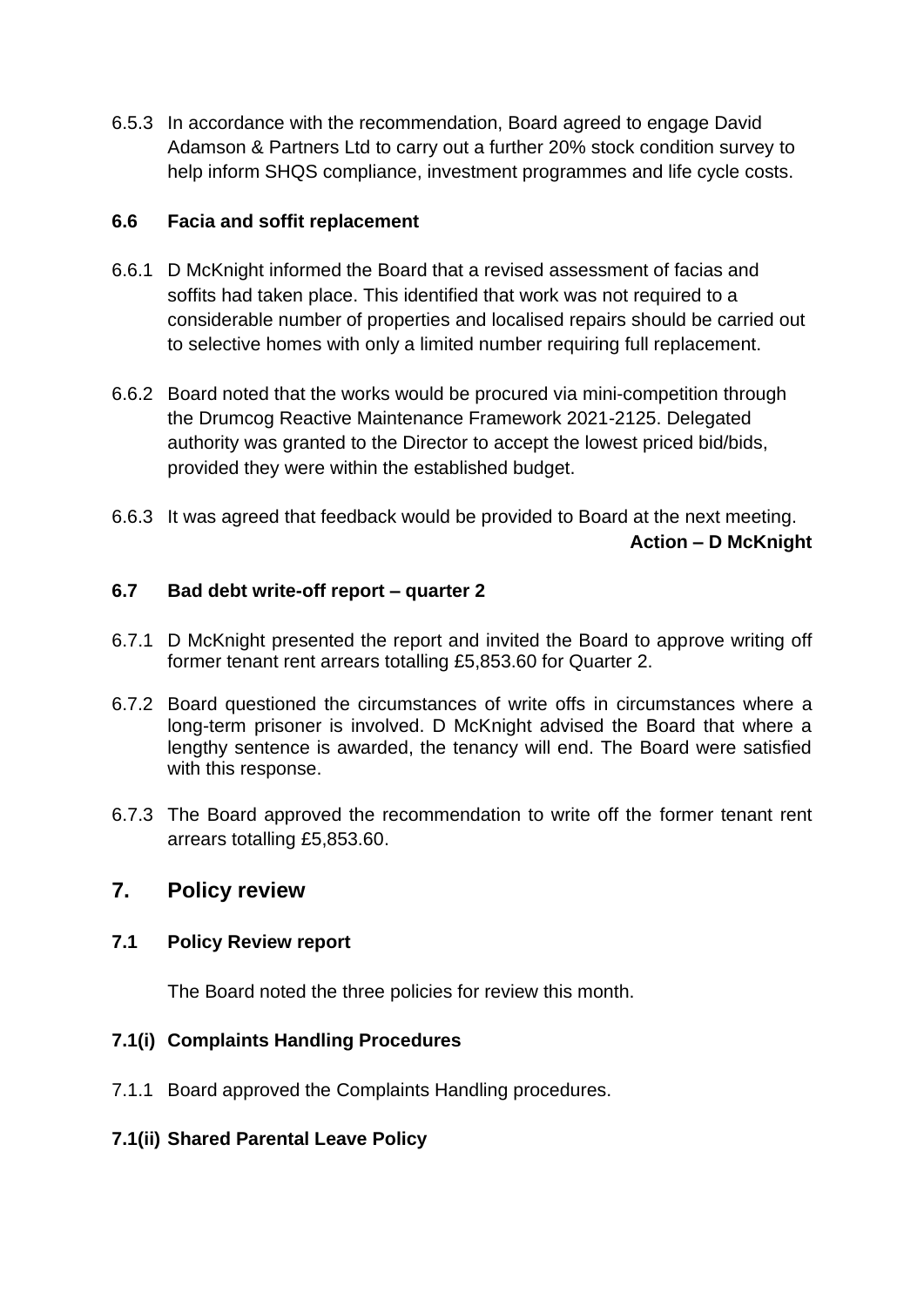6.5.3 In accordance with the recommendation, Board agreed to engage David Adamson & Partners Ltd to carry out a further 20% stock condition survey to help inform SHQS compliance, investment programmes and life cycle costs.

### 6.6 Facia and soffit replacement

6.6.1 D McKnight informed the Board that a revised assessment of facias and soffits had taken place. This identified that work was not required to a considerable number of properties and localised repairs should be carried out to selective homes with only a limited number requiring full replacement.

6.6.2 Board noted that the works would be procured via mini-competition through the Drumcog Reactive Maintenance Framework 2021-2125. Delegated authority was granted to the Director to accept the lowest priced bid/bids, provided they were within the established budget.

6.6.3 It was agreed that feedback would be provided to Board at the next meeting.

**Action – D McKnight**

### 6.7 Bad debt write-off report – quarter 2

6.7.1 D McKnight presented the report and invited the Board to approve writing off former tenant rent arrears totalling £5,853.60 for Quarter 2.

6.7.2 Board questioned the circumstances of write offs in circumstances where a long-term prisoner is involved. D McKnight advised the Board that where a lengthy sentence is awarded, the tenancy will end. The Board were satisfied with this response.

6.7.3 The Board approved the recommendation to write off the former tenant rent arrears totalling £5,853.60.

## 7. Policy review

### 7.1 Policy Review report

The Board noted the three policies for review this month.

### 7.1(i) Complaints Handling Procedures

7.1.1 Board approved the Complaints Handling procedures.

### 7.1(ii) Shared Parental Leave Policy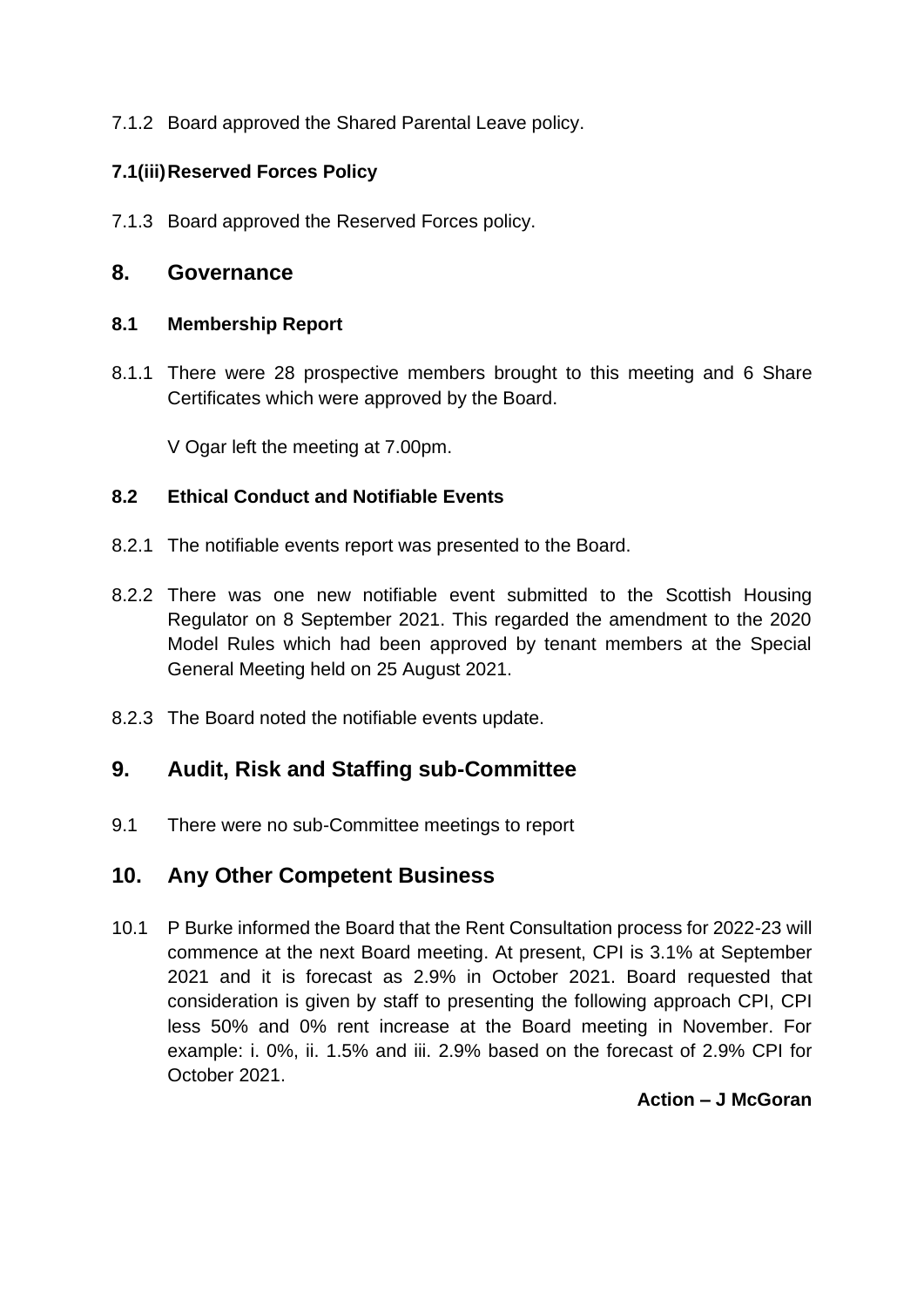7.1.2 Board approved the Shared Parental Leave policy.

**7.1(iii) Reserved Forces Policy**

7.1.3 Board approved the Reserved Forces policy.

## 8. Governance

**8.1 Membership Report**

8.1.1 There were 28 prospective members brought to this meeting and 6 Share Certificates which were approved by the Board.

V Ogar left the meeting at 7.00pm.

**8.2 Ethical Conduct and Notifiable Events**

8.2.1 The notifiable events report was presented to the Board.

8.2.2 There was one new notifiable event submitted to the Scottish Housing Regulator on 8 September 2021. This regarded the amendment to the 2020 Model Rules which had been approved by tenant members at the Special General Meeting held on 25 August 2021.

8.2.3 The Board noted the notifiable events update.

## 9. Audit, Risk and Staffing sub-Committee

9.1 There were no sub-Committee meetings to report

## 10. Any Other Competent Business

10.1 P Burke informed the Board that the Rent Consultation process for 2022-23 will commence at the next Board meeting. At present, CPI is 3.1% at September 2021 and it is forecast as 2.9% in October 2021. Board requested that consideration is given by staff to presenting the following approach CPI, CPI less 50% and 0% rent increase at the Board meeting in November. For example: i. 0%, ii. 1.5% and iii. 2.9% based on the forecast of 2.9% CPI for October 2021.

**Action – J McGoran**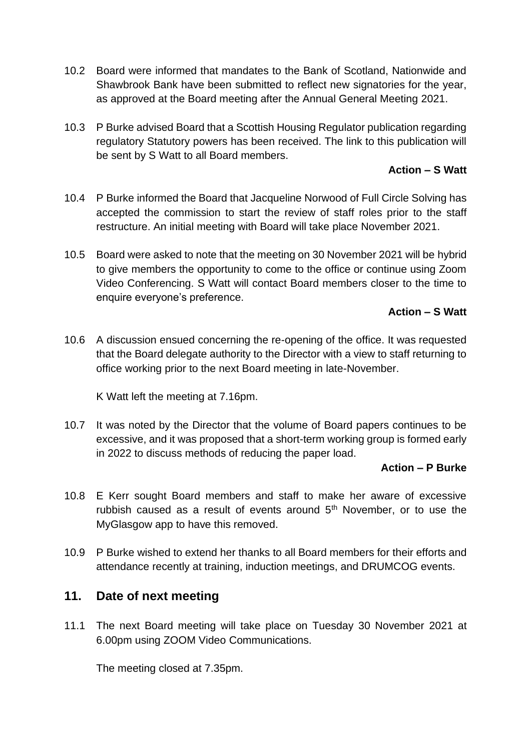10.2 Board were informed that mandates to the Bank of Scotland, Nationwide and Shawbrook Bank have been submitted to reflect new signatories for the year, as approved at the Board meeting after the Annual General Meeting 2021.

10.3 P Burke advised Board that a Scottish Housing Regulator publication regarding regulatory Statutory powers has been received. The link to this publication will be sent by S Watt to all Board members.

**Action – S Watt**

10.4 P Burke informed the Board that Jacqueline Norwood of Full Circle Solving has accepted the commission to start the review of staff roles prior to the staff restructure. An initial meeting with Board will take place November 2021.

10.5 Board were asked to note that the meeting on 30 November 2021 will be hybrid to give members the opportunity to come to the office or continue using Zoom Video Conferencing. S Watt will contact Board members closer to the time to enquire everyone's preference.

**Action – S Watt**

10.6 A discussion ensued concerning the re-opening of the office. It was requested that the Board delegate authority to the Director with a view to staff returning to office working prior to the next Board meeting in late-November.

K Watt left the meeting at 7.16pm.

10.7 It was noted by the Director that the volume of Board papers continues to be excessive, and it was proposed that a short-term working group is formed early in 2022 to discuss methods of reducing the paper load.

**Action – P Burke**

10.8 E Kerr sought Board members and staff to make her aware of excessive rubbish caused as a result of events around 5th November, or to use the MyGlasgow app to have this removed.

10.9 P Burke wished to extend her thanks to all Board members for their efforts and attendance recently at training, induction meetings, and DRUMCOG events.

## 11. Date of next meeting

11.1 The next Board meeting will take place on Tuesday 30 November 2021 at 6.00pm using ZOOM Video Communications.

The meeting closed at 7.35pm.